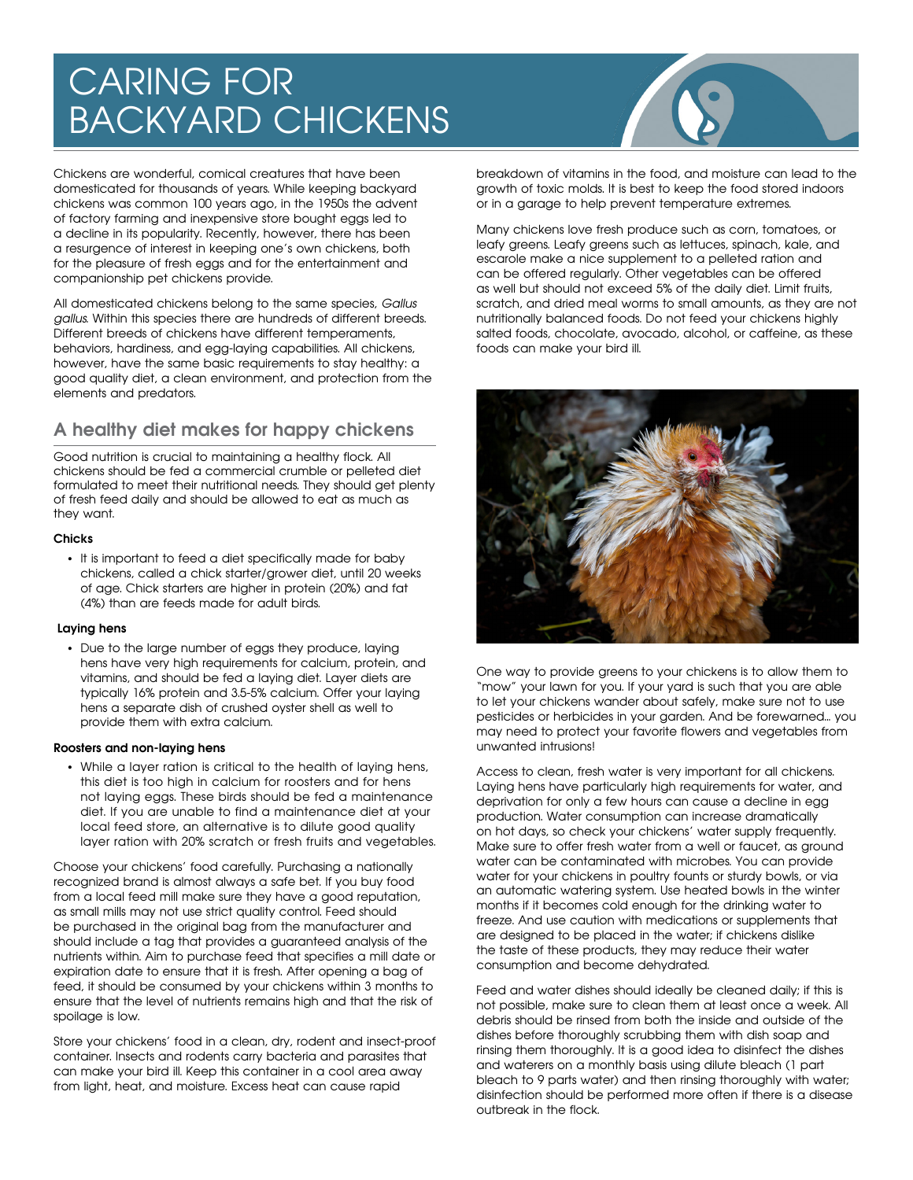# CARING FOR BACKYARD CHICKENS

Chickens are wonderful, comical creatures that have been domesticated for thousands of years. While keeping backyard chickens was common 100 years ago, in the 1950s the advent of factory farming and inexpensive store bought eggs led to a decline in its popularity. Recently, however, there has been a resurgence of interest in keeping one's own chickens, both for the pleasure of fresh eggs and for the entertainment and companionship pet chickens provide.

All domesticated chickens belong to the same species, *Gallus gallus*. Within this species there are hundreds of different breeds. Different breeds of chickens have different temperaments, behaviors, hardiness, and egg-laying capabilities. All chickens, however, have the same basic requirements to stay healthy: a good quality diet, a clean environment, and protection from the elements and predators.

## A healthy diet makes for happy chickens

Good nutrition is crucial to maintaining a healthy flock. All chickens should be fed a commercial crumble or pelleted diet formulated to meet their nutritional needs. They should get plenty of fresh feed daily and should be allowed to eat as much as they want.

**Chicks**

- It is important to feed a diet specifically made for baby chickens, called a chick starter/grower diet, until 20 weeks of age. Chick starters are higher in protein (20%) and fat (4%) than are feeds made for adult birds.

**Laying hens**

- Due to the large number of eggs they produce, laying hens have very high requirements for calcium, protein, and vitamins, and should be fed a laying diet. Layer diets are typically 16% protein and 3.5-5% calcium. Offer your laying hens a separate dish of crushed oyster shell as well to provide them with extra calcium.

**Roosters and non-laying hens**

- While a layer ration is critical to the health of laying hens, this diet is too high in calcium for roosters and for hens not laying eggs. These birds should be fed a maintenance diet. If you are unable to find a maintenance diet at your local feed store, an alternative is to dilute good quality layer ration with 20% scratch or fresh fruits and vegetables.

Choose your chickens' food carefully. Purchasing a nationally recognized brand is almost always a safe bet. If you buy food from a local feed mill make sure they have a good reputation, as small mills may not use strict quality control. Feed should be purchased in the original bag from the manufacturer and should include a tag that provides a guaranteed analysis of the nutrients within. Aim to purchase feed that specifies a mill date or expiration date to ensure that it is fresh. After opening a bag of feed, it should be consumed by your chickens within 3 months to ensure that the level of nutrients remains high and that the risk of spoilage is low.

Store your chickens' food in a clean, dry, rodent and insect-proof container. Insects and rodents carry bacteria and parasites that can make your bird ill. Keep this container in a cool area away from light, heat, and moisture. Excess heat can cause rapid breakdown of vitamins in the food, and moisture can lead to the growth of toxic molds. It is best to keep the food stored indoors or in a garage to help prevent temperature extremes.

Many chickens love fresh produce such as corn, tomatoes, or leafy greens. Leafy greens such as lettuces, spinach, kale, and escarole make a nice supplement to a pelleted ration and can be offered regularly. Other vegetables can be offered as well but should not exceed 5% of the daily diet. Limit fruits, scratch, and dried meal worms to small amounts, as they are not nutritionally balanced foods. Do not feed your chickens highly salted foods, chocolate, avocado, alcohol, or caffeine, as these foods can make your bird ill.

One way to provide greens to your chickens is to allow them to "mow" your lawn for you. If your yard is such that you are able to let your chickens wander about safely, make sure not to use pesticides or herbicides in your garden. And be forewarned... you may need to protect your favorite flowers and vegetables from unwanted intrusions!

Access to clean, fresh water is very important for all chickens. Laying hens have particularly high requirements for water, and deprivation for only a few hours can cause a decline in egg production. Water consumption can increase dramatically on hot days, so check your chickens' water supply frequently. Make sure to offer fresh water from a well or faucet, as ground water can be contaminated with microbes. You can provide water for your chickens in poultry founts or sturdy bowls, or via an automatic watering system. Use heated bowls in the winter months if it becomes cold enough for the drinking water to freeze. And use caution with medications or supplements that are designed to be placed in the water; if chickens dislike the taste of these products, they may reduce their water consumption and become dehydrated.

Feed and water dishes should ideally be cleaned daily; if this is not possible, make sure to clean them at least once a week. All debris should be rinsed from both the inside and outside of the dishes before thoroughly scrubbing them with dish soap and rinsing them thoroughly. It is a good idea to disinfect the dishes and waterers on a monthly basis using dilute bleach (1 part bleach to 9 parts water) and then rinsing thoroughly with water; disinfection should be performed more often if there is a disease outbreak in the flock.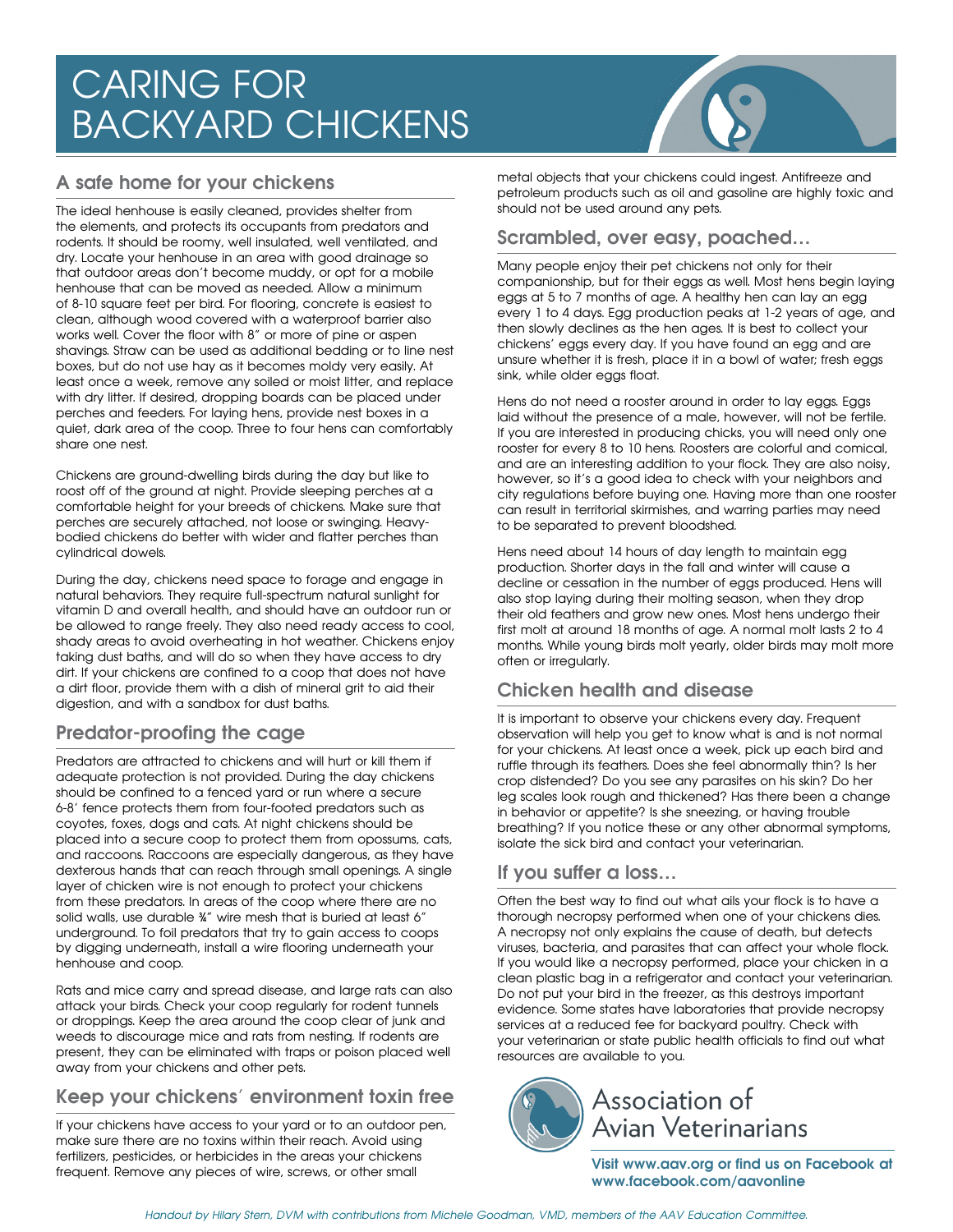# CARING FOR BACKYARD CHICKENS

## A safe home for your chickens

The ideal henhouse is easily cleaned, provides shelter from the elements, and protects its occupants from predators and rodents. It should be roomy, well insulated, well ventilated, and dry. Locate your henhouse in an area with good drainage so that outdoor areas don't become muddy, or opt for a mobile henhouse that can be moved as needed. Allow a minimum of 8-10 square feet per bird. For flooring, concrete is easiest to clean, although wood covered with a waterproof barrier also works well. Cover the floor with 8″ or more of pine or aspen shavings. Straw can be used as additional bedding or to line nest boxes, but do not use hay as it becomes moldy very easily. At least once a week, remove any soiled or moist litter, and replace with dry litter. If desired, dropping boards can be placed under perches and feeders. For laying hens, provide nest boxes in a quiet, dark area of the coop. Three to four hens can comfortably share one nest.

Chickens are ground-dwelling birds during the day but like to roost off of the ground at night. Provide sleeping perches at a comfortable height for your breeds of chickens. Make sure that perches are securely attached, not loose or swinging. Heavy-bodied chickens do better with wider and flatter perches than cylindrical dowels.

During the day, chickens need space to forage and engage in natural behaviors. They require full-spectrum natural sunlight for vitamin D and overall health, and should have an outdoor run or be allowed to range freely. They also need ready access to cool, shady areas to avoid overheating in hot weather. Chickens enjoy taking dust baths, and will do so when they have access to dry dirt. If your chickens are confined to a coop that does not have a dirt floor, provide them with a dish of mineral grit to aid their digestion, and with a sandbox for dust baths.

## Predator-proofing the cage

Predators are attracted to chickens and will hurt or kill them if adequate protection is not provided. During the day chickens should be confined to a fenced yard or run where a secure 6-8′ fence protects them from four-footed predators such as coyotes, foxes, dogs and cats. At night chickens should be placed into a secure coop to protect them from opossums, cats, and raccoons. Raccoons are especially dangerous, as they have dexterous hands that can reach through small openings. A single layer of chicken wire is not enough to protect your chickens from these predators. In areas of the coop where there are no solid walls, use durable ¾″ wire mesh that is buried at least 6″ underground. To foil predators that try to gain access to coops by digging underneath, install a wire flooring underneath your henhouse and coop.

Rats and mice carry and spread disease, and large rats can also attack your birds. Check your coop regularly for rodent tunnels or droppings. Keep the area around the coop clear of junk and weeds to discourage mice and rats from nesting. If rodents are present, they can be eliminated with traps or poison placed well away from your chickens and other pets.

## Keep your chickens' environment toxin free

If your chickens have access to your yard or to an outdoor pen, make sure there are no toxins within their reach. Avoid using fertilizers, pesticides, or herbicides in the areas your chickens frequent. Remove any pieces of wire, screws, or other small metal objects that your chickens could ingest. Antifreeze and petroleum products such as oil and gasoline are highly toxic and should not be used around any pets.

## Scrambled, over easy, poached…

Many people enjoy their pet chickens not only for their companionship, but for their eggs as well. Most hens begin laying eggs at 5 to 7 months of age. A healthy hen can lay an egg every 1 to 4 days. Egg production peaks at 1-2 years of age, and then slowly declines as the hen ages. It is best to collect your chickens' eggs every day. If you have found an egg and are unsure whether it is fresh, place it in a bowl of water; fresh eggs sink, while older eggs float.

Hens do not need a rooster around in order to lay eggs. Eggs laid without the presence of a male, however, will not be fertile. If you are interested in producing chicks, you will need only one rooster for every 8 to 10 hens. Roosters are colorful and comical, and are an interesting addition to your flock. They are also noisy, however, so it's a good idea to check with your neighbors and city regulations before buying one. Having more than one rooster can result in territorial skirmishes, and warring parties may need to be separated to prevent bloodshed.

Hens need about 14 hours of day length to maintain egg production. Shorter days in the fall and winter will cause a decline or cessation in the number of eggs produced. Hens will also stop laying during their molting season, when they drop their old feathers and grow new ones. Most hens undergo their first molt at around 18 months of age. A normal molt lasts 2 to 4 months. While young birds molt yearly, older birds may molt more often or irregularly.

## Chicken health and disease

It is important to observe your chickens every day. Frequent observation will help you get to know what is and is not normal for your chickens. At least once a week, pick up each bird and ruffle through its feathers. Does she feel abnormally thin? Is her crop distended? Do you see any parasites on his skin? Do her leg scales look rough and thickened? Has there been a change in behavior or appetite? Is she sneezing, or having trouble breathing? If you notice these or any other abnormal symptoms, isolate the sick bird and contact your veterinarian.

## If you suffer a loss…

Often the best way to find out what ails your flock is to have a thorough necropsy performed when one of your chickens dies. A necropsy not only explains the cause of death, but detects viruses, bacteria, and parasites that can affect your whole flock. If you would like a necropsy performed, place your chicken in a clean plastic bag in a refrigerator and contact your veterinarian. Do not put your bird in the freezer, as this destroys important evidence. Some states have laboratories that provide necropsy services at a reduced fee for backyard poultry. Check with your veterinarian or state public health officials to find out what resources are available to you.

Association of Avian Veterinarians

**Visit www.aav.org or find us on Facebook at www.facebook.com/aavonline**

*Handout by Hilary Stern, DVM with contributions from Michele Goodman, VMD, members of the AAV Education Committee.*